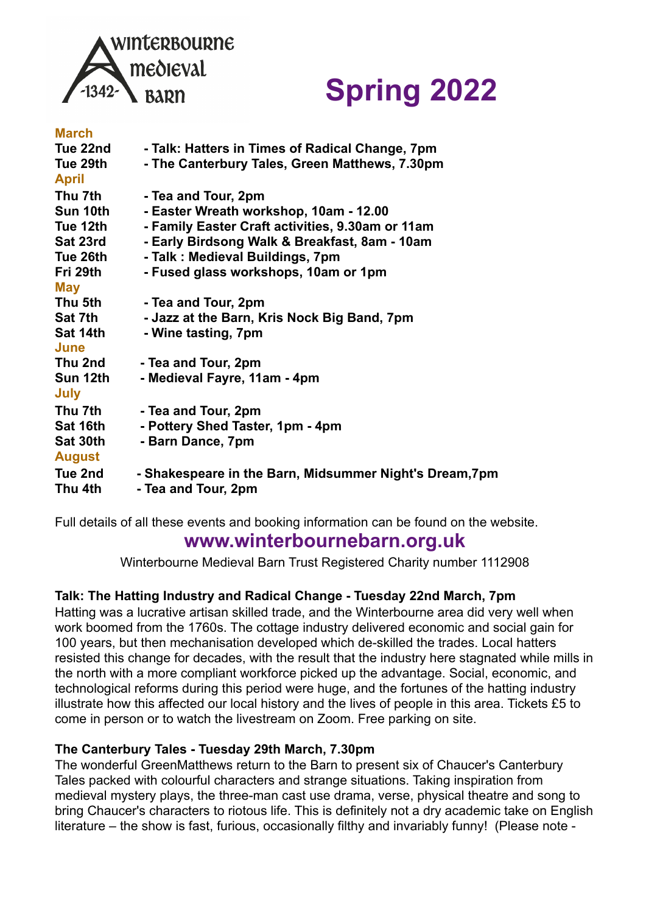Winterbourne Medieval Barn -1342-

# Spring 2022

**March**

**Tue 22nd** - **Talk: Hatters in Times of Radical Change, 7pm**
**Tue 29th** - **The Canterbury Tales, Green Matthews, 7.30pm**

**April**

**Thu 7th** - **Tea and Tour, 2pm**
**Sun 10th** - **Easter Wreath workshop, 10am - 12.00**
**Tue 12th** - **Family Easter Craft activities, 9.30am or 11am**
**Sat 23rd** - **Early Birdsong Walk & Breakfast, 8am - 10am**
**Tue 26th** - **Talk : Medieval Buildings, 7pm**
**Fri 29th** - **Fused glass workshops, 10am or 1pm**

**May**

**Thu 5th** - **Tea and Tour, 2pm**
**Sat 7th** - **Jazz at the Barn, Kris Nock Big Band, 7pm**
**Sat 14th** - **Wine tasting, 7pm**

**June**

**Thu 2nd** - **Tea and Tour, 2pm**
**Sun 12th** - **Medieval Fayre, 11am - 4pm**

**July**

**Thu 7th** - **Tea and Tour, 2pm**
**Sat 16th** - **Pottery Shed Taster, 1pm - 4pm**
**Sat 30th** - **Barn Dance, 7pm**

**August**

**Tue 2nd** - **Shakespeare in the Barn, Midsummer Night's Dream,7pm**
**Thu 4th** - **Tea and Tour, 2pm**

Full details of all these events and booking information can be found on the website.

**www.winterbournebarn.org.uk**

Winterbourne Medieval Barn Trust Registered Charity number 1112908

### Talk: The Hatting Industry and Radical Change - Tuesday 22nd March, 7pm

Hatting was a lucrative artisan skilled trade, and the Winterbourne area did very well when work boomed from the 1760s. The cottage industry delivered economic and social gain for 100 years, but then mechanisation developed which de-skilled the trades. Local hatters resisted this change for decades, with the result that the industry here stagnated while mills in the north with a more compliant workforce picked up the advantage. Social, economic, and technological reforms during this period were huge, and the fortunes of the hatting industry illustrate how this affected our local history and the lives of people in this area. Tickets £5 to come in person or to watch the livestream on Zoom. Free parking on site.

### The Canterbury Tales - Tuesday 29th March, 7.30pm

The wonderful GreenMatthews return to the Barn to present six of Chaucer's Canterbury Tales packed with colourful characters and strange situations. Taking inspiration from medieval mystery plays, the three-man cast use drama, verse, physical theatre and song to bring Chaucer's characters to riotous life. This is definitely not a dry academic take on English literature – the show is fast, furious, occasionally filthy and invariably funny! (Please note -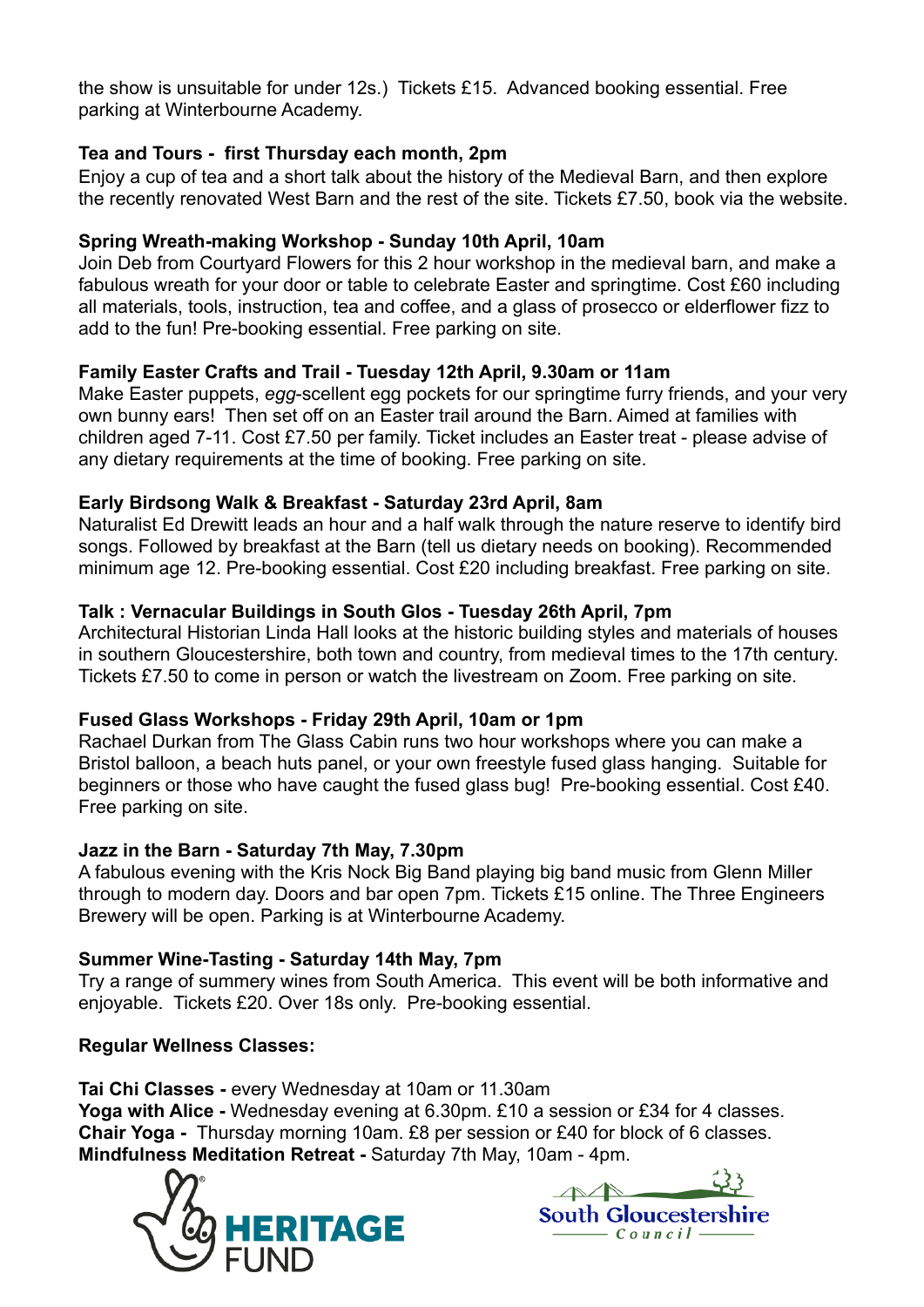the show is unsuitable for under 12s.) Tickets £15. Advanced booking essential. Free parking at Winterbourne Academy.

**Tea and Tours - first Thursday each month, 2pm**

Enjoy a cup of tea and a short talk about the history of the Medieval Barn, and then explore the recently renovated West Barn and the rest of the site. Tickets £7.50, book via the website.

**Spring Wreath-making Workshop - Sunday 10th April, 10am**

Join Deb from Courtyard Flowers for this 2 hour workshop in the medieval barn, and make a fabulous wreath for your door or table to celebrate Easter and springtime. Cost £60 including all materials, tools, instruction, tea and coffee, and a glass of prosecco or elderflower fizz to add to the fun! Pre-booking essential. Free parking on site.

**Family Easter Crafts and Trail - Tuesday 12th April, 9.30am or 11am**

Make Easter puppets, *egg*-scellent egg pockets for our springtime furry friends, and your very own bunny ears! Then set off on an Easter trail around the Barn. Aimed at families with children aged 7-11. Cost £7.50 per family. Ticket includes an Easter treat - please advise of any dietary requirements at the time of booking. Free parking on site.

**Early Birdsong Walk & Breakfast - Saturday 23rd April, 8am**

Naturalist Ed Drewitt leads an hour and a half walk through the nature reserve to identify bird songs. Followed by breakfast at the Barn (tell us dietary needs on booking). Recommended minimum age 12. Pre-booking essential. Cost £20 including breakfast. Free parking on site.

**Talk : Vernacular Buildings in South Glos - Tuesday 26th April, 7pm**

Architectural Historian Linda Hall looks at the historic building styles and materials of houses in southern Gloucestershire, both town and country, from medieval times to the 17th century. Tickets £7.50 to come in person or watch the livestream on Zoom. Free parking on site.

**Fused Glass Workshops - Friday 29th April, 10am or 1pm**

Rachael Durkan from The Glass Cabin runs two hour workshops where you can make a Bristol balloon, a beach huts panel, or your own freestyle fused glass hanging. Suitable for beginners or those who have caught the fused glass bug! Pre-booking essential. Cost £40. Free parking on site.

**Jazz in the Barn - Saturday 7th May, 7.30pm**

A fabulous evening with the Kris Nock Big Band playing big band music from Glenn Miller through to modern day. Doors and bar open 7pm. Tickets £15 online. The Three Engineers Brewery will be open. Parking is at Winterbourne Academy.

**Summer Wine-Tasting - Saturday 14th May, 7pm**

Try a range of summery wines from South America. This event will be both informative and enjoyable. Tickets £20. Over 18s only. Pre-booking essential.

**Regular Wellness Classes:**

**Tai Chi Classes -** every Wednesday at 10am or 11.30am
**Yoga with Alice -** Wednesday evening at 6.30pm. £10 a session or £34 for 4 classes.
**Chair Yoga -** Thursday morning 10am. £8 per session or £40 for block of 6 classes.
**Mindfulness Meditation Retreat -** Saturday 7th May, 10am - 4pm.

HERITAGE FUND

South Gloucestershire Council